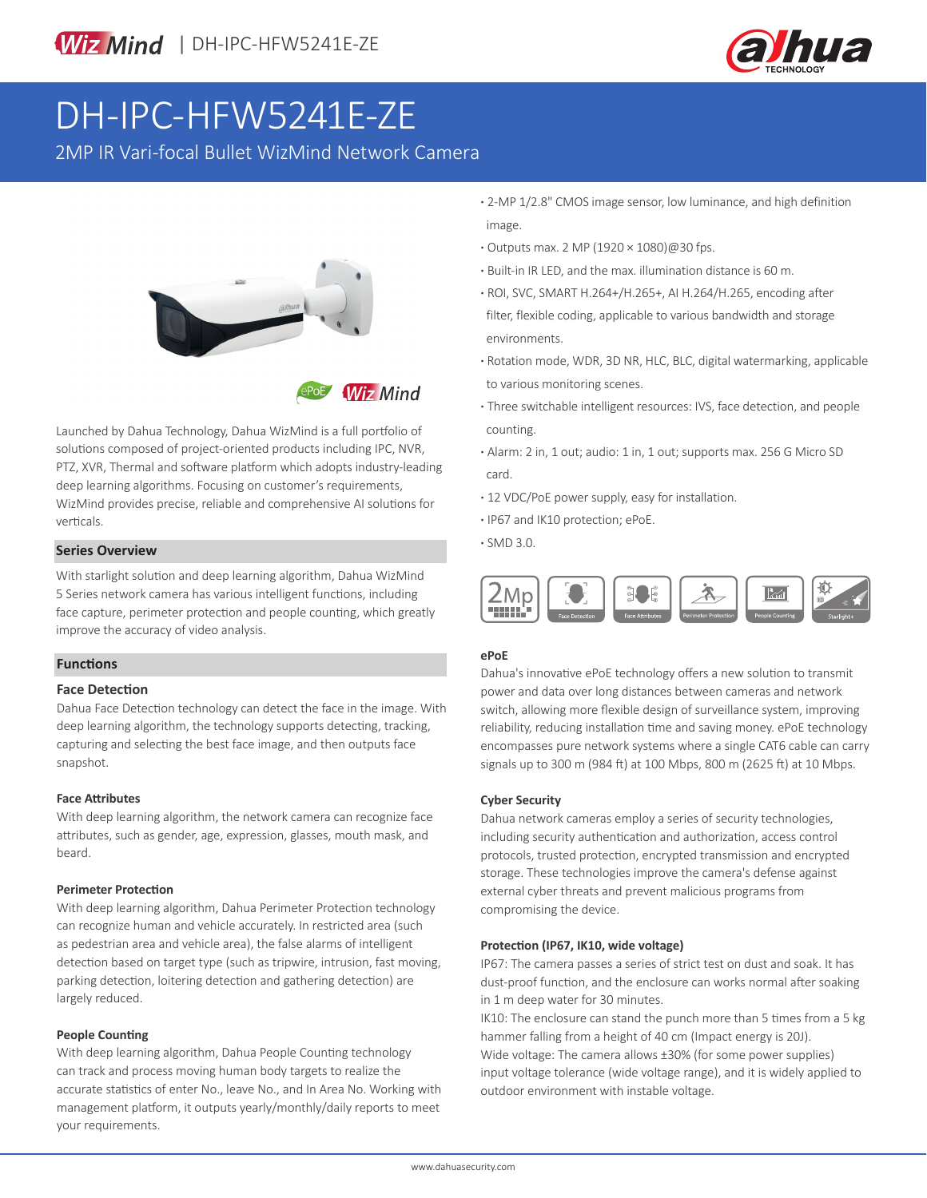# DH-IPC-HFW5241E-ZE

2MP IR Vari-focal Bullet WizMind Network Camera

Launched by Dahua Technology, Dahua WizMind is a full portfolio of solutions composed of project-oriented products including IPC, NVR, PTZ, XVR, Thermal and software platform which adopts industry-leading deep learning algorithms. Focusing on customer's requirements, WizMind provides precise, reliable and comprehensive AI solutions for verticals.

## Series Overview

With starlight solution and deep learning algorithm, Dahua WizMind 5 Series network camera has various intelligent functions, including face capture, perimeter protection and people counting, which greatly improve the accuracy of video analysis.

## Functions

### Face Detection

Dahua Face Detection technology can detect the face in the image. With deep learning algorithm, the technology supports detecting, tracking, capturing and selecting the best face image, and then outputs face snapshot.

#### Face Attributes

With deep learning algorithm, the network camera can recognize face attributes, such as gender, age, expression, glasses, mouth mask, and beard.

#### Perimeter Protection

With deep learning algorithm, Dahua Perimeter Protection technology can recognize human and vehicle accurately. In restricted area (such as pedestrian area and vehicle area), the false alarms of intelligent detection based on target type (such as tripwire, intrusion, fast moving, parking detection, loitering detection and gathering detection) are largely reduced.

#### People Counting

With deep learning algorithm, Dahua People Counting technology can track and process moving human body targets to realize the accurate statistics of enter No., leave No., and In Area No. Working with management platform, it outputs yearly/monthly/daily reports to meet your requirements.

- 2-MP 1/2.8" CMOS image sensor, low luminance, and high definition image.
- Outputs max. 2 MP (1920 × 1080)@30 fps.
- Built-in IR LED, and the max. illumination distance is 60 m.
- ROI, SVC, SMART H.264+/H.265+, AI H.264/H.265, encoding after filter, flexible coding, applicable to various bandwidth and storage environments.
- Rotation mode, WDR, 3D NR, HLC, BLC, digital watermarking, applicable to various monitoring scenes.
- Three switchable intelligent resources: IVS, face detection, and people counting.
- Alarm: 2 in, 1 out; audio: 1 in, 1 out; supports max. 256 G Micro SD card.
- 12 VDC/PoE power supply, easy for installation.
- IP67 and IK10 protection; ePoE.
- SMD 3.0.

#### ePoE

Dahua's innovative ePoE technology offers a new solution to transmit power and data over long distances between cameras and network switch, allowing more flexible design of surveillance system, improving reliability, reducing installation time and saving money. ePoE technology encompasses pure network systems where a single CAT6 cable can carry signals up to 300 m (984 ft) at 100 Mbps, 800 m (2625 ft) at 10 Mbps.

#### Cyber Security

Dahua network cameras employ a series of security technologies, including security authentication and authorization, access control protocols, trusted protection, encrypted transmission and encrypted storage. These technologies improve the camera's defense against external cyber threats and prevent malicious programs from compromising the device.

#### Protection (IP67, IK10, wide voltage)

IP67: The camera passes a series of strict test on dust and soak. It has dust-proof function, and the enclosure can works normal after soaking in 1 m deep water for 30 minutes.

IK10: The enclosure can stand the punch more than 5 times from a 5 kg hammer falling from a height of 40 cm (Impact energy is 20J).

Wide voltage: The camera allows ±30% (for some power supplies) input voltage tolerance (wide voltage range), and it is widely applied to outdoor environment with instable voltage.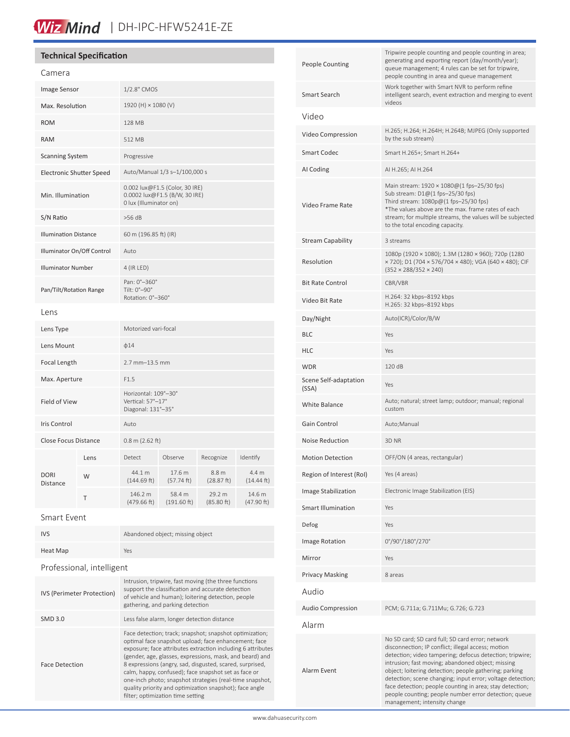## Technical Specification

### Camera

| | |
|---|---|
| Image Sensor | 1/2.8" CMOS |
| Max. Resolution | 1920 (H) × 1080 (V) |
| ROM | 128 MB |
| RAM | 512 MB |
| Scanning System | Progressive |
| Electronic Shutter Speed | Auto/Manual 1/3 s–1/100,000 s |
| Min. Illumination | 0.002 lux@F1.5 (Color, 30 IRE)<br>0.0002 lux@F1.5 (B/W, 30 IRE)<br>0 lux (Illuminator on) |
| S/N Ratio | >56 dB |
| Illumination Distance | 60 m (196.85 ft) (IR) |
| Illuminator On/Off Control | Auto |
| Illuminator Number | 4 (IR LED) |
| Pan/Tilt/Rotation Range | Pan: 0°–360°<br>Tilt: 0°–90°<br>Rotation: 0°–360° |

### Lens

| | | | | | |
|---|---|---|---|---|---|
| Lens Type | Motorized vari-focal | | | | |
| Lens Mount | ϕ14 | | | | |
| Focal Length | 2.7 mm–13.5 mm | | | | |
| Max. Aperture | F1.5 | | | | |
| Field of View | Horizontal: 109°–30°<br>Vertical: 57°–17°<br>Diagonal: 131°–35° | | | | |
| Iris Control | Auto | | | | |
| Close Focus Distance | 0.8 m (2.62 ft) | | | | |
| DORI Distance | Lens | Detect | Observe | Recognize | Identify |
| | W | 44.1 m (144.69 ft) | 17.6 m (57.74 ft) | 8.8 m (28.87 ft) | 4.4 m (14.44 ft) |
| | T | 146.2 m (479.66 ft) | 58.4 m (191.60 ft) | 29.2 m (85.80 ft) | 14.6 m (47.90 ft) |

### Smart Event

| | |
|---|---|
| IVS | Abandoned object; missing object |
| Heat Map | Yes |

### Professional, intelligent

| | |
|---|---|
| IVS (Perimeter Protection) | Intrusion, tripwire, fast moving (the three functions support the classification and accurate detection of vehicle and human); loitering detection, people gathering, and parking detection |
| SMD 3.0 | Less false alarm, longer detection distance |
| Face Detection | Face detection; track; snapshot; snapshot optimization; optimal face snapshot upload; face enhancement; face exposure; face attributes extraction including 6 attributes (gender, age, glasses, expressions, mask, and beard) and 8 expressions (angry, sad, disgusted, scared, surprised, calm, happy, confused); face snapshot set as face or one-inch photo; snapshot strategies (real-time snapshot, quality priority and optimization snapshot); face angle filter; optimization time setting |
| People Counting | Tripwire people counting and people counting in area; generating and exporting report (day/month/year); queue management; 4 rules can be set for tripwire, people counting in area and queue management |
| Smart Search | Work together with Smart NVR to perform refine intelligent search, event extraction and merging to event videos |

### Video

| | |
|---|---|
| Video Compression | H.265; H.264; H.264H; H.264B; MJPEG (Only supported by the sub stream) |
| Smart Codec | Smart H.265+; Smart H.264+ |
| AI Coding | AI H.265; AI H.264 |
| Video Frame Rate | Main stream: 1920 × 1080@(1 fps–25/30 fps)<br>Sub stream: D1@(1 fps–25/30 fps)<br>Third stream: 1080p@(1 fps–25/30 fps)<br>*The values above are the max. frame rates of each stream; for multiple streams, the values will be subjected to the total encoding capacity. |
| Stream Capability | 3 streams |
| Resolution | 1080p (1920 × 1080); 1.3M (1280 × 960); 720p (1280 × 720); D1 (704 × 576/704 × 480); VGA (640 × 480); CIF (352 × 288/352 × 240) |
| Bit Rate Control | CBR/VBR |
| Video Bit Rate | H.264: 32 kbps–8192 kbps<br>H.265: 32 kbps–8192 kbps |
| Day/Night | Auto(ICR)/Color/B/W |
| BLC | Yes |
| HLC | Yes |
| WDR | 120 dB |
| Scene Self-adaptation (SSA) | Yes |
| White Balance | Auto; natural; street lamp; outdoor; manual; regional custom |
| Gain Control | Auto;Manual |
| Noise Reduction | 3D NR |
| Motion Detection | OFF/ON (4 areas, rectangular) |
| Region of Interest (RoI) | Yes (4 areas) |
| Image Stabilization | Electronic Image Stabilization (EIS) |
| Smart Illumination | Yes |
| Defog | Yes |
| Image Rotation | 0°/90°/180°/270° |
| Mirror | Yes |
| Privacy Masking | 8 areas |

### Audio

| | |
|---|---|
| Audio Compression | PCM; G.711a; G.711Mu; G.726; G.723 |

### Alarm

| | |
|---|---|
| Alarm Event | No SD card; SD card full; SD card error; network disconnection; IP conflict; illegal access; motion detection; video tampering; defocus detection; tripwire; intrusion; fast moving; abandoned object; missing object; loitering detection; people gathering; parking detection; scene changing; input error; voltage detection; face detection; people counting in area; stay detection; people counting; people number error detection; queue management; intensity change |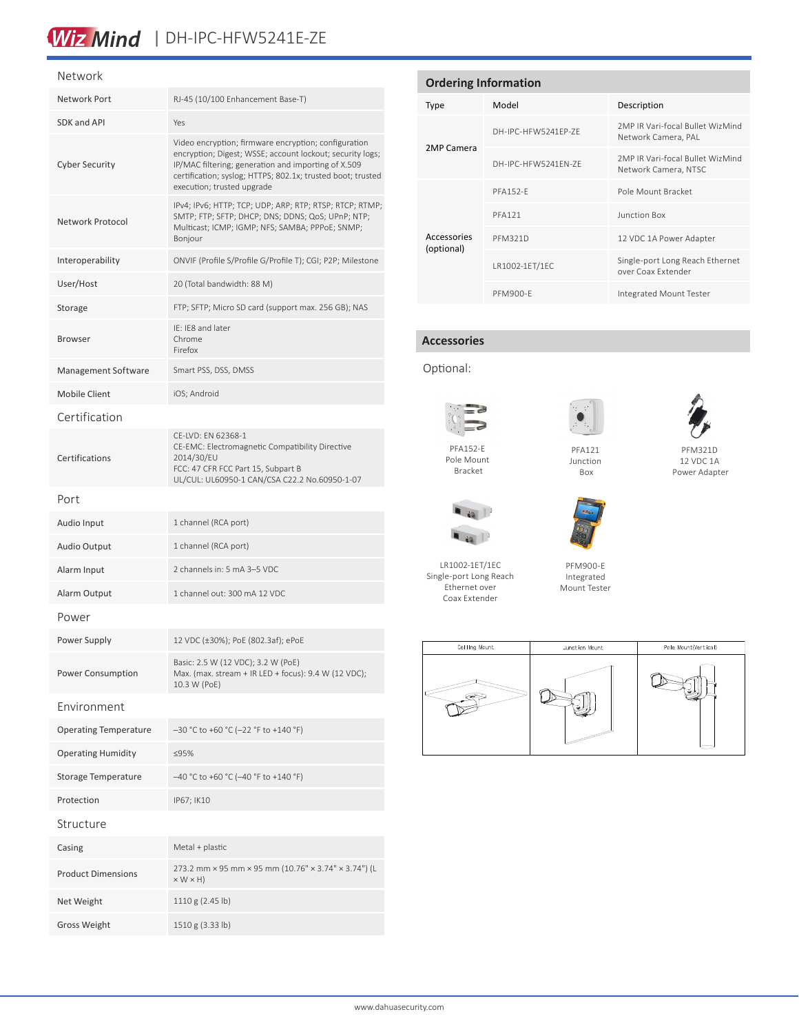## Network

| | |
|---|---|
| Network Port | RJ-45 (10/100 Enhancement Base-T) |
| SDK and API | Yes |
| Cyber Security | Video encryption; firmware encryption; configuration encryption; Digest; WSSE; account lockout; security logs; IP/MAC filtering; generation and importing of X.509 certification; syslog; HTTPS; 802.1x; trusted boot; trusted execution; trusted upgrade |
| Network Protocol | IPv4; IPv6; HTTP; TCP; UDP; ARP; RTP; RTSP; RTCP; RTMP; SMTP; FTP; SFTP; DHCP; DNS; DDNS; QoS; UPnP; NTP; Multicast; ICMP; IGMP; NFS; SAMBA; PPPoE; SNMP; Bonjour |
| Interoperability | ONVIF (Profile S/Profile G/Profile T); CGI; P2P; Milestone |
| User/Host | 20 (Total bandwidth: 88 M) |
| Storage | FTP; SFTP; Micro SD card (support max. 256 GB); NAS |
| Browser | IE: IE8 and later<br>Chrome<br>Firefox |
| Management Software | Smart PSS, DSS, DMSS |
| Mobile Client | iOS; Android |

## Certification

| | |
|---|---|
| Certifications | CE-LVD: EN 62368-1<br>CE-EMC: Electromagnetic Compatibility Directive 2014/30/EU<br>FCC: 47 CFR FCC Part 15, Subpart B<br>UL/CUL: UL60950-1 CAN/CSA C22.2 No.60950-1-07 |

## Port

| | |
|---|---|
| Audio Input | 1 channel (RCA port) |
| Audio Output | 1 channel (RCA port) |
| Alarm Input | 2 channels in: 5 mA 3–5 VDC |
| Alarm Output | 1 channel out: 300 mA 12 VDC |

## Power

| | |
|---|---|
| Power Supply | 12 VDC (±30%); PoE (802.3af); ePoE |
| Power Consumption | Basic: 2.5 W (12 VDC); 3.2 W (PoE)<br>Max. (max. stream + IR LED + focus): 9.4 W (12 VDC); 10.3 W (PoE) |

## Environment

| | |
|---|---|
| Operating Temperature | –30 °C to +60 °C (–22 °F to +140 °F) |
| Operating Humidity | ≤95% |
| Storage Temperature | –40 °C to +60 °C (–40 °F to +140 °F) |
| Protection | IP67; IK10 |

## Structure

| | |
|---|---|
| Casing | Metal + plastic |
| Product Dimensions | 273.2 mm × 95 mm × 95 mm (10.76" × 3.74" × 3.74") (L × W × H) |
| Net Weight | 1110 g (2.45 lb) |
| Gross Weight | 1510 g (3.33 lb) |

## Ordering Information

| Type | Model | Description |
|---|---|---|
| 2MP Camera | DH-IPC-HFW5241EP-ZE | 2MP IR Vari-focal Bullet WizMind Network Camera, PAL |
| | DH-IPC-HFW5241EN-ZE | 2MP IR Vari-focal Bullet WizMind Network Camera, NTSC |
| Accessories (optional) | PFA152-E | Pole Mount Bracket |
| | PFA121 | Junction Box |
| | PFM321D | 12 VDC 1A Power Adapter |
| | LR1002-1ET/1EC | Single-port Long Reach Ethernet over Coax Extender |
| | PFM900-E | Integrated Mount Tester |

## Accessories

Optional:

PFA152-E Pole Mount Bracket

PFA121 Junction Box

PFM321D 12 VDC 1A Power Adapter

LR1002-1ET/1EC Single-port Long Reach Ethernet over Coax Extender

PFM900-E Integrated Mount Tester

| Ceiling Mount | Junction Mount | Pole Mount(Vertical) |
|---|---|---|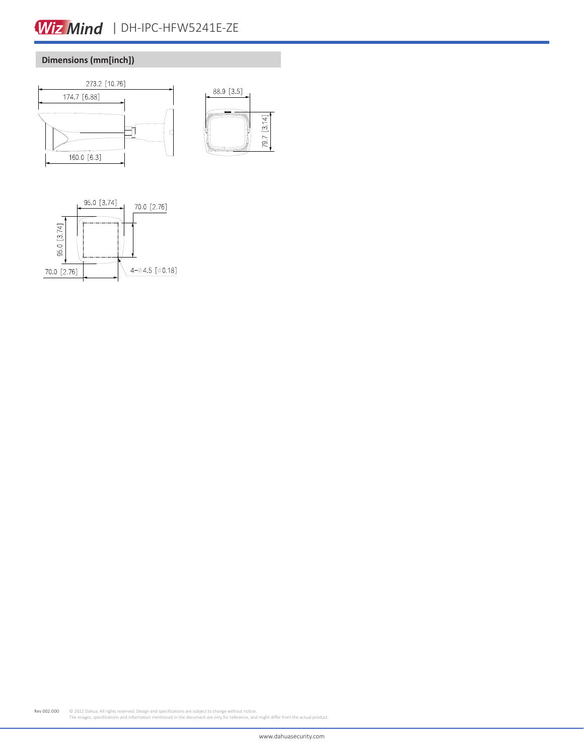## Dimensions (mm[inch])

273.2 [10.76]
174.7 [6.88]
160.0 [6.3]
88.9 [3.5]
79.7 [3.14]
95.0 [3.74]
70.0 [2.76]
95.0 [3.74]
70.0 [2.76]
4–⌀4.5 [⌀0.18]

Rev 002.000 © 2022 Dahua. All rights reserved. Design and specifications are subject to change without notice.
The images, specifications and information mentioned in the document are only for reference, and might differ from the actual product.

www.dahuasecurity.com